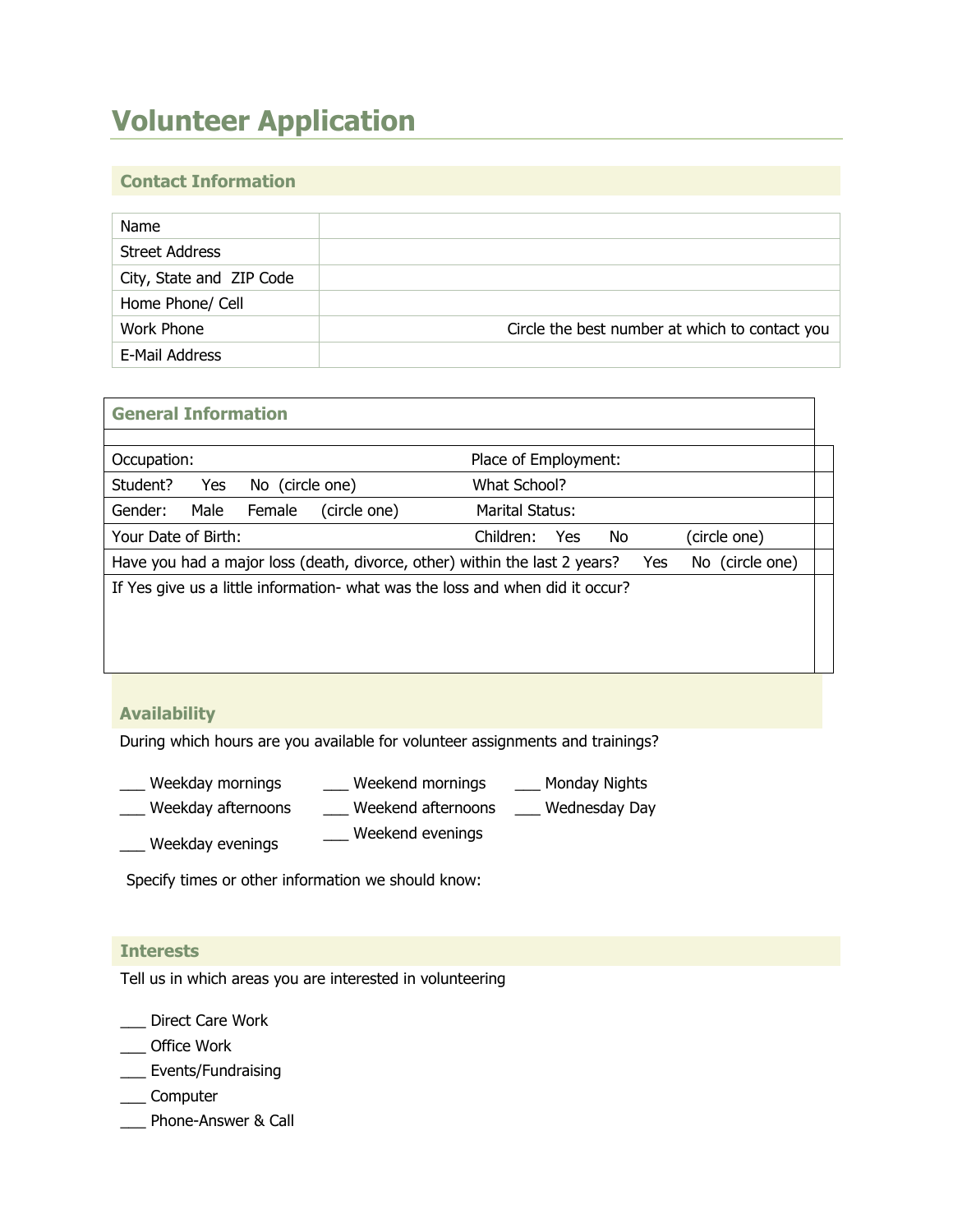# Volunteer Application

## Contact Information

| | |
|---|---|
| Name | |
| Street Address | |
| City, State and ZIP Code | |
| Home Phone/ Cell | |
| Work Phone | Circle the best number at which to contact you |
| E-Mail Address | |

## General Information

| | |
|---|---|
| Occupation: | Place of Employment: |
| Student? Yes No (circle one) | What School? |
| Gender: Male Female (circle one) | Marital Status: |
| Your Date of Birth: | Children: Yes No (circle one) |
| Have you had a major loss (death, divorce, other) within the last 2 years? Yes No (circle one) | |
| If Yes give us a little information- what was the loss and when did it occur? | |

## Availability

During which hours are you available for volunteer assignments and trainings?

___ Weekday mornings
___ Weekday afternoons
___ Weekday evenings
___ Weekend mornings
___ Weekend afternoons
___ Weekend evenings
___ Monday Nights
___ Wednesday Day

Specify times or other information we should know:

## Interests

Tell us in which areas you are interested in volunteering

___ Direct Care Work
___ Office Work
___ Events/Fundraising
___ Computer
___ Phone-Answer & Call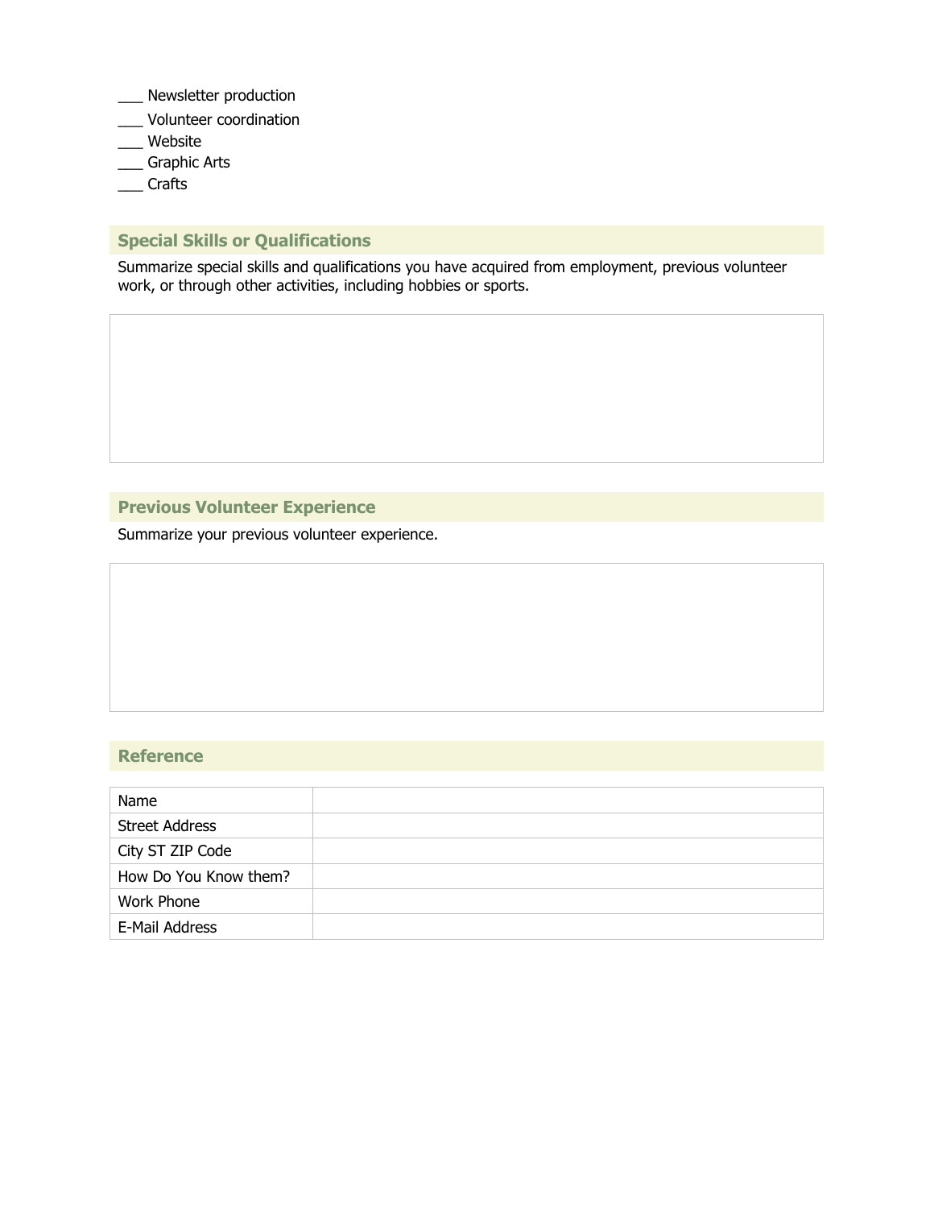___ Newsletter production
___ Volunteer coordination
___ Website
___ Graphic Arts
___ Crafts

## Special Skills or Qualifications

Summarize special skills and qualifications you have acquired from employment, previous volunteer work, or through other activities, including hobbies or sports.

## Previous Volunteer Experience

Summarize your previous volunteer experience.

## Reference

| | |
|---|---|
| Name | |
| Street Address | |
| City ST ZIP Code | |
| How Do You Know them? | |
| Work Phone | |
| E-Mail Address | |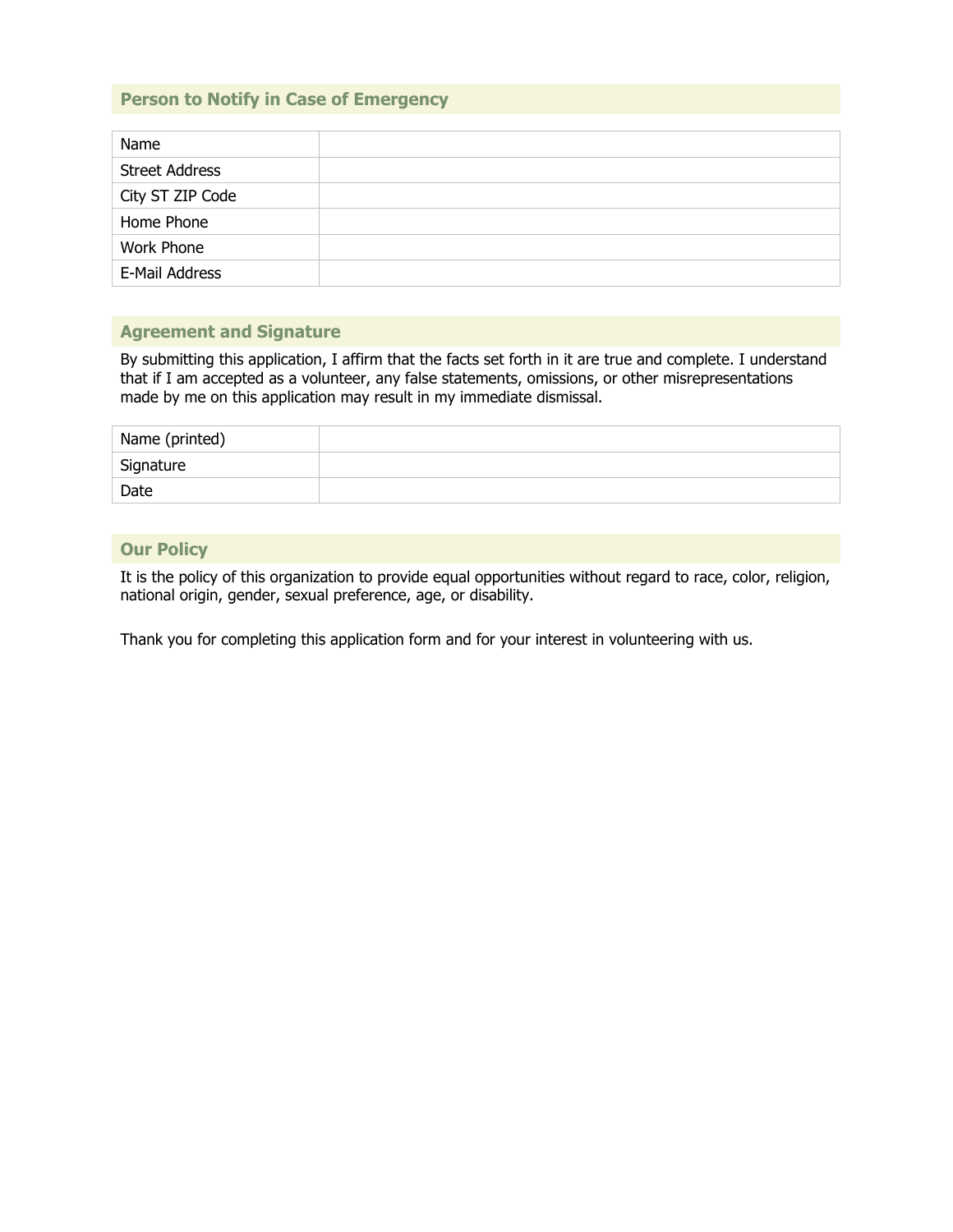## Person to Notify in Case of Emergency

| | |
|---|---|
| Name | |
| Street Address | |
| City ST ZIP Code | |
| Home Phone | |
| Work Phone | |
| E-Mail Address | |

## Agreement and Signature

By submitting this application, I affirm that the facts set forth in it are true and complete. I understand that if I am accepted as a volunteer, any false statements, omissions, or other misrepresentations made by me on this application may result in my immediate dismissal.

| | |
|---|---|
| Name (printed) | |
| Signature | |
| Date | |

## Our Policy

It is the policy of this organization to provide equal opportunities without regard to race, color, religion, national origin, gender, sexual preference, age, or disability.

Thank you for completing this application form and for your interest in volunteering with us.